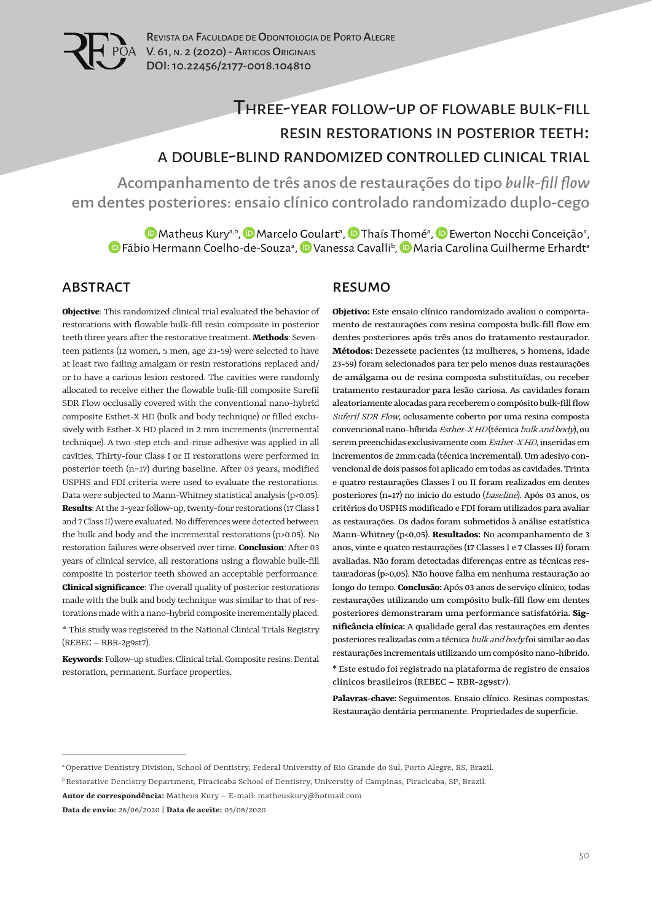# Three-year follow-up of flowable bulk-fill resin restorations in posterior teeth: a double-blind randomized controlled clinical trial

## Acompanhamento de três anos de restaurações do tipo *bulk-fill flow* em dentes posteriores: ensaio clínico controlado randomizado duplo-cego

Matheus Kury[a,b], Marcelo Goulart[a], Thaís Thomé[a], Ewerton Nocchi Conceição[a], Fábio Hermann Coelho-de-Souza[a], Vanessa Cavalli[b], Maria Carolina Guilherme Erhardt[a]

## ABSTRACT

**Objective**: This randomized clinical trial evaluated the behavior of restorations with flowable bulk-fill resin composite in posterior teeth three years after the restorative treatment. **Methods**: Seventeen patients (12 women, 5 men, age 23-59) were selected to have at least two failing amalgam or resin restorations replaced and/or to have a carious lesion restored. The cavities were randomly allocated to receive either the flowable bulk-fill composite Surefil SDR Flow occlusally covered with the conventional nano-hybrid composite Esthet-X HD (bulk and body technique) or filled exclusively with Esthet-X HD placed in 2 mm increments (incremental technique). A two-step etch-and-rinse adhesive was applied in all cavities. Thirty-four Class I or II restorations were performed in posterior teeth (n=17) during baseline. After 03 years, modified USPHS and FDI criteria were used to evaluate the restorations. Data were subjected to Mann-Whitney statistical analysis ($p<0.05$). **Results**: At the 3-year follow-up, twenty-four restorations (17 Class I and 7 Class II) were evaluated. No differences were detected between the bulk and body and the incremental restorations ($p>0.05$). No restoration failures were observed over time. **Conclusion**: After 03 years of clinical service, all restorations using a flowable bulk-fill composite in posterior teeth showed an acceptable performance. **Clinical significance**: The overall quality of posterior restorations made with the bulk and body technique was similar to that of restorations made with a nano-hybrid composite incrementally placed.

\* This study was registered in the National Clinical Trials Registry (REBEC – RBR-2g9st7).

**Keywords**: Follow-up studies. Clinical trial. Composite resins. Dental restoration, permanent. Surface properties.

## RESUMO

**Objetivo:** Este ensaio clínico randomizado avaliou o comportamento de restaurações com resina composta bulk-fill flow em dentes posteriores após três anos do tratamento restaurador. **Métodos:** Dezessete pacientes (12 mulheres, 5 homens, idade 23-59) foram selecionados para ter pelo menos duas restaurações de amálgama ou de resina composta substituídas, ou receber tratamento restaurador para lesão cariosa. As cavidades foram aleatoriamente alocadas para receberem o compósito bulk-fill flow *Suferil SDR Flow*, oclusamente coberto por uma resina composta convencional nano-híbrida *Esthet-X HD* (técnica *bulk and body*), ou serem preenchidas exclusivamente com *Esthet-X HD*, inseridas em incrementos de 2mm cada (técnica incremental). Um adesivo convencional de dois passos foi aplicado em todas as cavidades. Trinta e quatro restaurações Classes I ou II foram realizados em dentes posteriores (n=17) no início do estudo (*baseline*). Após 03 anos, os critérios do USPHS modificado e FDI foram utilizados para avaliar as restaurações. Os dados foram submetidos à análise estatística Mann-Whitney ($p<0,05$). **Resultados:** No acompanhamento de 3 anos, vinte e quatro restaurações (17 Classes I e 7 Classes II) foram avaliadas. Não foram detectadas diferenças entre as técnicas restauradoras ($p>0,05$). Não houve falha em nenhuma restauração ao longo do tempo. **Conclusão:** Após 03 anos de serviço clínico, todas restaurações utilizando um compósito bulk-fill flow em dentes posteriores demonstraram uma performance satisfatória. **Significância clínica:** A qualidade geral das restaurações em dentes posteriores realizadas com a técnica *bulk and body* foi similar ao das restaurações incrementais utilizando um compósito nano-híbrido.

\* Este estudo foi registrado na plataforma de registro de ensaios clínicos brasileiros (REBEC – RBR-2g9st7).

**Palavras-chave:** Seguimentos. Ensaio clínico. Resinas compostas. Restauração dentária permanente. Propriedades de superfície.

---

[a] Operative Dentistry Division, School of Dentistry, Federal University of Rio Grande do Sul, Porto Alegre, RS, Brazil.

[b] Restorative Dentistry Department, Piracicaba School of Dentistry, University of Campinas, Piracicaba, SP, Brazil.

**Autor de correspondência:** Matheus Kury – E-mail: matheuskury@hotmail.com

**Data de envio:** 26/06/2020 | **Data de aceite:** 05/08/2020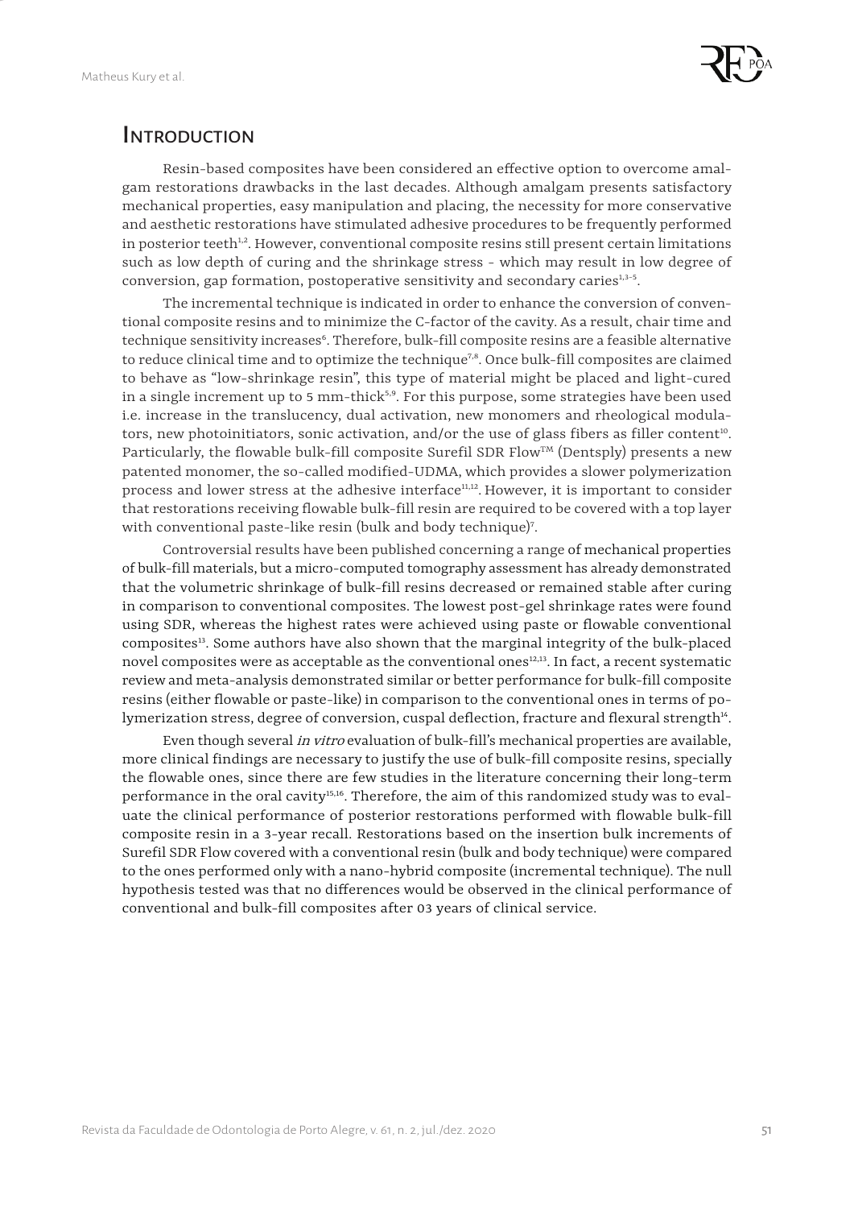# Introduction

Resin-based composites have been considered an effective option to overcome amalgam restorations drawbacks in the last decades. Although amalgam presents satisfactory mechanical properties, easy manipulation and placing, the necessity for more conservative and aesthetic restorations have stimulated adhesive procedures to be frequently performed in posterior teeth[1,2]. However, conventional composite resins still present certain limitations such as low depth of curing and the shrinkage stress - which may result in low degree of conversion, gap formation, postoperative sensitivity and secondary caries[1,3-5].

The incremental technique is indicated in order to enhance the conversion of conventional composite resins and to minimize the C-factor of the cavity. As a result, chair time and technique sensitivity increases[6]. Therefore, bulk-fill composite resins are a feasible alternative to reduce clinical time and to optimize the technique[7,8]. Once bulk-fill composites are claimed to behave as "low-shrinkage resin", this type of material might be placed and light-cured in a single increment up to 5 mm-thick[5,9]. For this purpose, some strategies have been used i.e. increase in the translucency, dual activation, new monomers and rheological modulators, new photoinitiators, sonic activation, and/or the use of glass fibers as filler content[10]. Particularly, the flowable bulk-fill composite Surefil SDR Flow™ (Dentsply) presents a new patented monomer, the so-called modified-UDMA, which provides a slower polymerization process and lower stress at the adhesive interface[11,12]. However, it is important to consider that restorations receiving flowable bulk-fill resin are required to be covered with a top layer with conventional paste-like resin (bulk and body technique)[7].

Controversial results have been published concerning a range of mechanical properties of bulk-fill materials, but a micro-computed tomography assessment has already demonstrated that the volumetric shrinkage of bulk-fill resins decreased or remained stable after curing in comparison to conventional composites. The lowest post-gel shrinkage rates were found using SDR, whereas the highest rates were achieved using paste or flowable conventional composites[13]. Some authors have also shown that the marginal integrity of the bulk-placed novel composites were as acceptable as the conventional ones[12,13]. In fact, a recent systematic review and meta-analysis demonstrated similar or better performance for bulk-fill composite resins (either flowable or paste-like) in comparison to the conventional ones in terms of polymerization stress, degree of conversion, cuspal deflection, fracture and flexural strength[14].

Even though several *in vitro* evaluation of bulk-fill's mechanical properties are available, more clinical findings are necessary to justify the use of bulk-fill composite resins, specially the flowable ones, since there are few studies in the literature concerning their long-term performance in the oral cavity[15,16]. Therefore, the aim of this randomized study was to evaluate the clinical performance of posterior restorations performed with flowable bulk-fill composite resin in a 3-year recall. Restorations based on the insertion bulk increments of Surefil SDR Flow covered with a conventional resin (bulk and body technique) were compared to the ones performed only with a nano-hybrid composite (incremental technique). The null hypothesis tested was that no differences would be observed in the clinical performance of conventional and bulk-fill composites after 03 years of clinical service.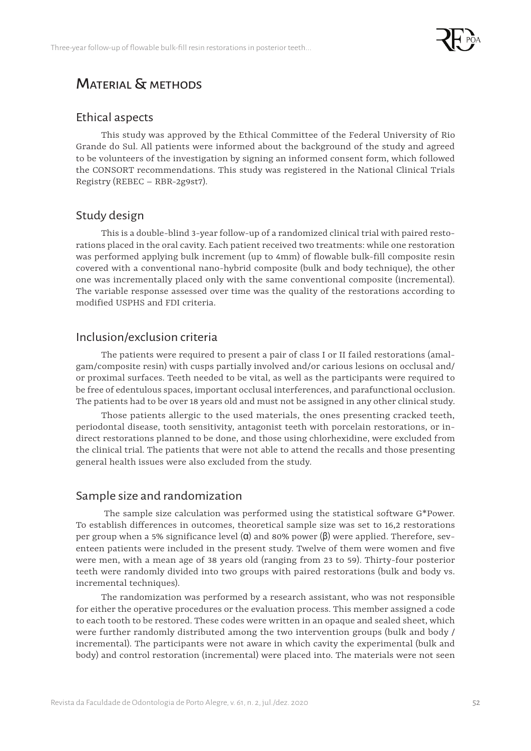# Material & methods

## Ethical aspects

This study was approved by the Ethical Committee of the Federal University of Rio Grande do Sul. All patients were informed about the background of the study and agreed to be volunteers of the investigation by signing an informed consent form, which followed the CONSORT recommendations. This study was registered in the National Clinical Trials Registry (REBEC – RBR-2g9st7).

## Study design

This is a double-blind 3-year follow-up of a randomized clinical trial with paired restorations placed in the oral cavity. Each patient received two treatments: while one restoration was performed applying bulk increment (up to 4mm) of flowable bulk-fill composite resin covered with a conventional nano-hybrid composite (bulk and body technique), the other one was incrementally placed only with the same conventional composite (incremental). The variable response assessed over time was the quality of the restorations according to modified USPHS and FDI criteria.

## Inclusion/exclusion criteria

The patients were required to present a pair of class I or II failed restorations (amalgam/composite resin) with cusps partially involved and/or carious lesions on occlusal and/or proximal surfaces. Teeth needed to be vital, as well as the participants were required to be free of edentulous spaces, important occlusal interferences, and parafunctional occlusion. The patients had to be over 18 years old and must not be assigned in any other clinical study.

Those patients allergic to the used materials, the ones presenting cracked teeth, periodontal disease, tooth sensitivity, antagonist teeth with porcelain restorations, or indirect restorations planned to be done, and those using chlorhexidine, were excluded from the clinical trial. The patients that were not able to attend the recalls and those presenting general health issues were also excluded from the study.

## Sample size and randomization

The sample size calculation was performed using the statistical software G*Power. To establish differences in outcomes, theoretical sample size was set to 16,2 restorations per group when a 5% significance level ($\alpha$) and 80% power ($\beta$) were applied. Therefore, seventeen patients were included in the present study. Twelve of them were women and five were men, with a mean age of 38 years old (ranging from 23 to 59). Thirty-four posterior teeth were randomly divided into two groups with paired restorations (bulk and body vs. incremental techniques).

The randomization was performed by a research assistant, who was not responsible for either the operative procedures or the evaluation process. This member assigned a code to each tooth to be restored. These codes were written in an opaque and sealed sheet, which were further randomly distributed among the two intervention groups (bulk and body / incremental). The participants were not aware in which cavity the experimental (bulk and body) and control restoration (incremental) were placed into. The materials were not seen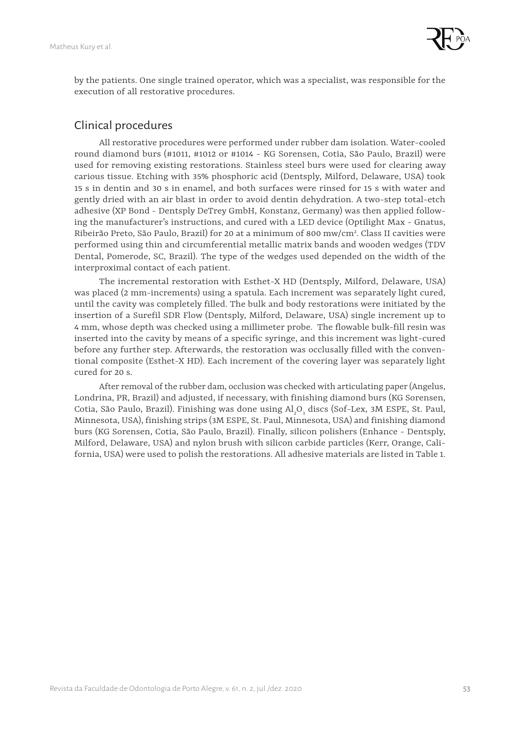by the patients. One single trained operator, which was a specialist, was responsible for the execution of all restorative procedures.

## Clinical procedures

All restorative procedures were performed under rubber dam isolation. Water-cooled round diamond burs (#1011, #1012 or #1014 - KG Sorensen, Cotia, São Paulo, Brazil) were used for removing existing restorations. Stainless steel burs were used for clearing away carious tissue. Etching with 35% phosphoric acid (Dentsply, Milford, Delaware, USA) took 15 s in dentin and 30 s in enamel, and both surfaces were rinsed for 15 s with water and gently dried with an air blast in order to avoid dentin dehydration. A two-step total-etch adhesive (XP Bond - Dentsply DeTrey GmbH, Konstanz, Germany) was then applied following the manufacturer's instructions, and cured with a LED device (Optilight Max - Gnatus, Ribeirão Preto, São Paulo, Brazil) for 20 at a minimum of 800 mw/cm². Class II cavities were performed using thin and circumferential metallic matrix bands and wooden wedges (TDV Dental, Pomerode, SC, Brazil). The type of the wedges used depended on the width of the interproximal contact of each patient.

The incremental restoration with Esthet-X HD (Dentsply, Milford, Delaware, USA) was placed (2 mm-increments) using a spatula. Each increment was separately light cured, until the cavity was completely filled. The bulk and body restorations were initiated by the insertion of a Surefil SDR Flow (Dentsply, Milford, Delaware, USA) single increment up to 4 mm, whose depth was checked using a millimeter probe. The flowable bulk-fill resin was inserted into the cavity by means of a specific syringe, and this increment was light-cured before any further step. Afterwards, the restoration was occlusally filled with the conventional composite (Esthet-X HD). Each increment of the covering layer was separately light cured for 20 s.

After removal of the rubber dam, occlusion was checked with articulating paper (Angelus, Londrina, PR, Brazil) and adjusted, if necessary, with finishing diamond burs (KG Sorensen, Cotia, São Paulo, Brazil). Finishing was done using $Al_2O_3$ discs (Sof-Lex, 3M ESPE, St. Paul, Minnesota, USA), finishing strips (3M ESPE, St. Paul, Minnesota, USA) and finishing diamond burs (KG Sorensen, Cotia, São Paulo, Brazil). Finally, silicon polishers (Enhance - Dentsply, Milford, Delaware, USA) and nylon brush with silicon carbide particles (Kerr, Orange, California, USA) were used to polish the restorations. All adhesive materials are listed in Table 1.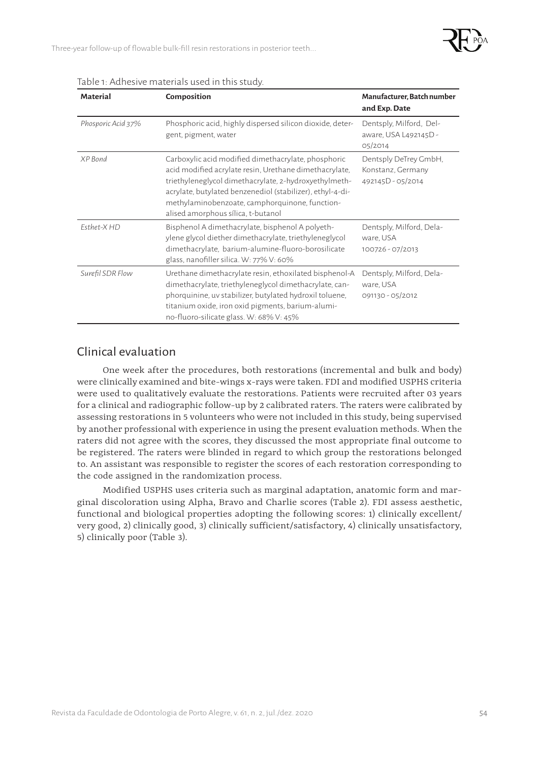Table 1: Adhesive materials used in this study.

| Material | Composition | Manufacturer, Batch number and Exp. Date |
|---|---|---|
| *Phosporic Acid 37%* | Phosphoric acid, highly dispersed silicon dioxide, detergent, pigment, water | Dentsply, Milford, Delaware, USA L492145D - 05/2014 |
| *XP Bond* | Carboxylic acid modified dimethacrylate, phosphoric acid modified acrylate resin, Urethane dimethacrylate, triethyleneglycol dimethacrylate, 2-hydroxyethylmethacrylate, butylated benzenediol (stabilizer), ethyl-4-dimethylaminobenzoate, camphorquinone, functionalised amorphous sílica, t-butanol | Dentsply DeTrey GmbH, Konstanz, Germany 492145D - 05/2014 |
| *Esthet-X HD* | Bisphenol A dimethacrylate, bisphenol A polyethylene glycol diether dimethacrylate, triethyleneglycol dimethacrylate, barium-alumine-fluoro-borosilicate glass, nanofiller silica. W: 77% V: 60% | Dentsply, Milford, Delaware, USA 100726 - 07/2013 |
| *Surefil SDR Flow* | Urethane dimethacrylate resin, ethoxilated bisphenol-A dimethacrylate, triethyleneglycol dimethacrylate, canphorquinine, uv stabilizer, butylated hydroxil toluene, titanium oxide, iron oxid pigments, barium-alumino-fluoro-silicate glass. W: 68% V: 45% | Dentsply, Milford, Delaware, USA 091130 - 05/2012 |

## Clinical evaluation

One week after the procedures, both restorations (incremental and bulk and body) were clinically examined and bite-wings x-rays were taken. FDI and modified USPHS criteria were used to qualitatively evaluate the restorations. Patients were recruited after 03 years for a clinical and radiographic follow-up by 2 calibrated raters. The raters were calibrated by assessing restorations in 5 volunteers who were not included in this study, being supervised by another professional with experience in using the present evaluation methods. When the raters did not agree with the scores, they discussed the most appropriate final outcome to be registered. The raters were blinded in regard to which group the restorations belonged to. An assistant was responsible to register the scores of each restoration corresponding to the code assigned in the randomization process.

Modified USPHS uses criteria such as marginal adaptation, anatomic form and marginal discoloration using Alpha, Bravo and Charlie scores (Table 2). FDI assess aesthetic, functional and biological properties adopting the following scores: 1) clinically excellent/ very good, 2) clinically good, 3) clinically sufficient/satisfactory, 4) clinically unsatisfactory, 5) clinically poor (Table 3).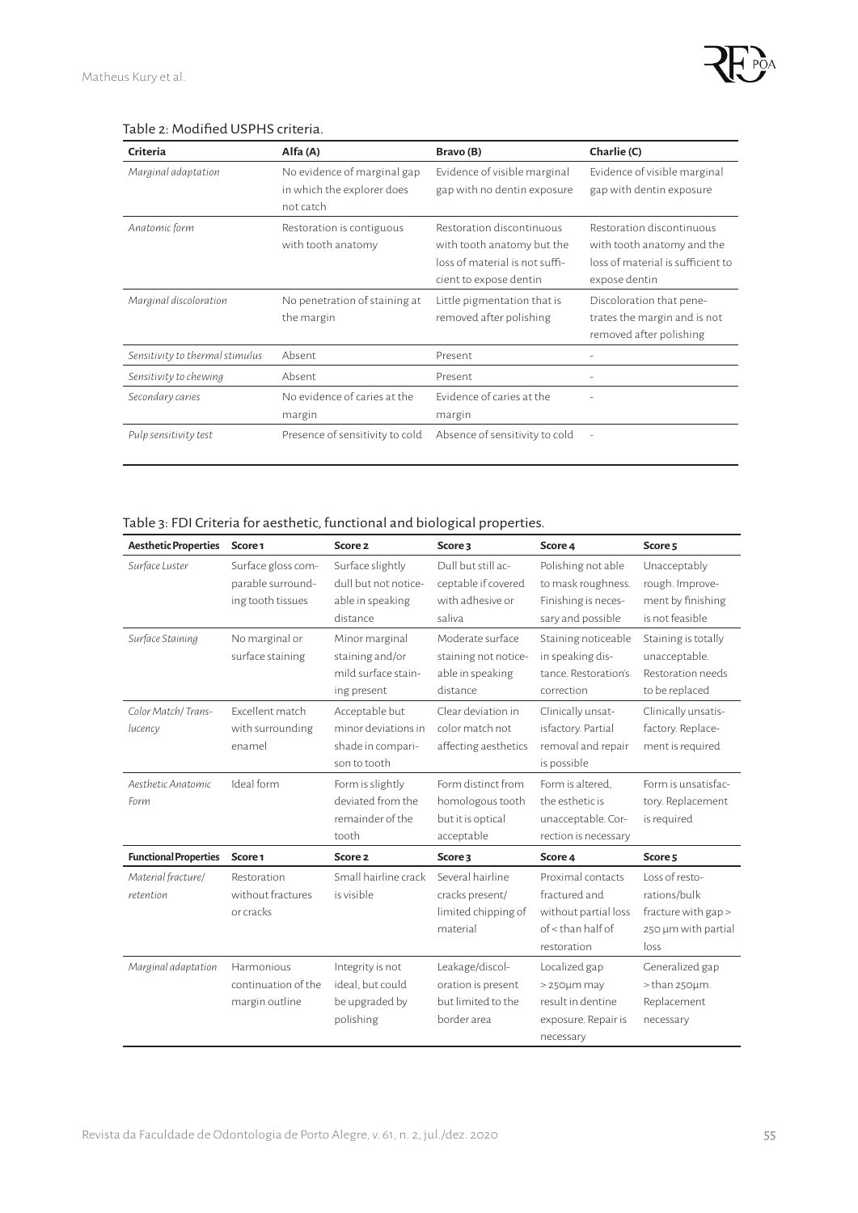Table 2: Modified USPHS criteria.

| Criteria | Alfa (A) | Bravo (B) | Charlie (C) |
|---|---|---|---|
| *Marginal adaptation* | No evidence of marginal gap in which the explorer does not catch | Evidence of visible marginal gap with no dentin exposure | Evidence of visible marginal gap with dentin exposure |
| *Anatomic form* | Restoration is contiguous with tooth anatomy | Restoration discontinuous with tooth anatomy but the loss of material is not sufficient to expose dentin | Restoration discontinuous with tooth anatomy and the loss of material is sufficient to expose dentin |
| *Marginal discoloration* | No penetration of staining at the margin | Little pigmentation that is removed after polishing | Discoloration that penetrates the margin and is not removed after polishing |
| *Sensitivity to thermal stimulus* | Absent | Present | - |
| *Sensitivity to chewing* | Absent | Present | - |
| *Secondary caries* | No evidence of caries at the margin | Evidence of caries at the margin | - |
| *Pulp sensitivity test* | Presence of sensitivity to cold | Absence of sensitivity to cold | - |

Table 3: FDI Criteria for aesthetic, functional and biological properties.

| Aesthetic Properties | Score 1 | Score 2 | Score 3 | Score 4 | Score 5 |
|---|---|---|---|---|---|
| *Surface Luster* | Surface gloss comparable surrounding tissues | Surface slightly dull but not noticeable in speaking distance | Dull but still acceptable if covered with adhesive or saliva | Polishing not able to mask roughness. Finishing is necessary and possible | Unacceptably rough. Improvement by finishing is not feasible |
| *Surface Staining* | No marginal or surface staining | Minor marginal staining and/or mild surface staining present | Moderate surface staining not noticeable in speaking distance | Staining noticeable in speaking distance. Restoration's correction | Staining is totally unacceptable. Restoration needs to be replaced |
| *Color Match/ Translucency* | Excellent match with surrounding enamel | Acceptable but minor deviations in shade in comparison to tooth | Clear deviation in color match not affecting aesthetics | Clinically unsatisfactory. Partial removal and repair is possible | Clinically unsatisfactory. Replacement is required |
| *Aesthetic Anatomic Form* | Ideal form | Form is slightly deviated from the remainder of the tooth | Form distinct from homologous tooth but it is optical acceptable | Form is altered, the esthetic is unacceptable. Correction is necessary | Form is unsatisfactory. Replacement is required |
| **Functional Properties** | **Score 1** | **Score 2** | **Score 3** | **Score 4** | **Score 5** |
| *Material fracture/ retention* | Restoration without fractures or cracks | Small hairline crack is visible | Several hairline cracks present/ limited chipping of material | Proximal contacts fractured and without partial loss of < than half of restoration | Loss of restorations/bulk fracture with gap > 250 µm with partial loss |
| *Marginal adaptation* | Harmonious continuation of the margin outline | Integrity is not ideal, but could be upgraded by polishing | Leakage/discoloration is present but limited to the border area | Localized gap > 250µm may result in dentine exposure. Repair is necessary | Generalized gap > than 250µm. Replacement necessary |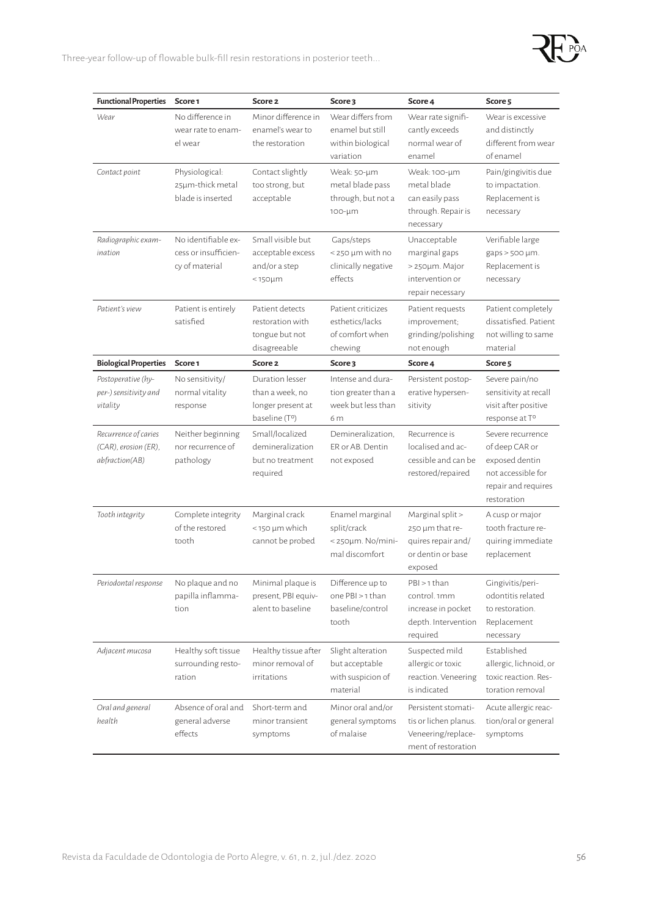| **Functional Properties** | **Score 1** | **Score 2** | **Score 3** | **Score 4** | **Score 5** |
|---|---|---|---|---|---|
| *Wear* | No difference in wear rate to enamel wear | Minor difference in enamel's wear to the restoration | Wear differs from enamel but still within biological variation | Wear rate significantly exceeds normal wear of enamel | Wear is excessive and distinctly different from wear of enamel |
| *Contact point* | Physiological: 25µm-thick metal blade is inserted | Contact slightly too strong, but acceptable | Weak: 50-µm metal blade pass through, but not a 100-µm | Weak: 100-µm metal blade can easily pass through. Repair is necessary | Pain/gingivitis due to impactation. Replacement is necessary |
| *Radiographic examination* | No identifiable excess or insufficiency of material | Small visible but acceptable excess and/or a step <150µm | Gaps/steps <250 µm with no clinically negative effects | Unacceptable marginal gaps >250µm. Major intervention or repair necessary | Verifiable large gaps >500 µm. Replacement is necessary |
| *Patient's view* | Patient is entirely satisfied | Patient detects restoration with tongue but not disagreeable | Patient criticizes esthetics/lacks of comfort when chewing | Patient requests improvement; grinding/polishing not enough | Patient completely dissatisfied. Patient not willing to same material |
| **Biological Properties** | **Score 1** | **Score 2** | **Score 3** | **Score 4** | **Score 5** |
| *Postoperative (hyper-) sensitivity and vitality* | No sensitivity/ normal vitality response | Duration lesser than a week, no longer present at baseline (Tº) | Intense and duration greater than a week but less than 6 m | Persistent postoperative hypersensitivity | Severe pain/no sensitivity at recall visit after positive response at Tº |
| *Recurrence of caries (CAR), erosion (ER), abfraction(AB)* | Neither beginning nor recurrence of pathology | Small/localized demineralization but no treatment required | Demineralization, ER or AB. Dentin not exposed | Recurrence is localised and accessible and can be restored/repaired | Severe recurrence of deep CAR or exposed dentin not accessible for repair and requires restoration |
| *Tooth integrity* | Complete integrity of the restored tooth | Marginal crack <150 µm which cannot be probed | Enamel marginal split/crack <250µm. No/minimal discomfort | Marginal split > 250 µm that requires repair and/or dentin or base exposed | A cusp or major tooth fracture requiring immediate replacement |
| *Periodontal response* | No plaque and no papilla inflammation | Minimal plaque is present, PBI equivalent to baseline | Difference up to one PBI > 1 than baseline/control tooth | PBI > 1 than control. 1mm increase in pocket depth. Intervention required | Gingivitis/periodontitis related to restoration. Replacement necessary |
| *Adjacent mucosa* | Healthy soft tissue surrounding restoration | Healthy tissue after minor removal of irritations | Slight alteration but acceptable with suspicion of material | Suspected mild allergic or toxic reaction. Veneering is indicated | Established allergic, lichnoid, or toxic reaction. Restoration removal |
| *Oral and general health* | Absence of oral and general adverse effects | Short-term and minor transient symptoms | Minor oral and/or general symptoms of malaise | Persistent stomatitis or lichen planus. Veneering/replacement of restoration | Acute allergic reaction/oral or general symptoms |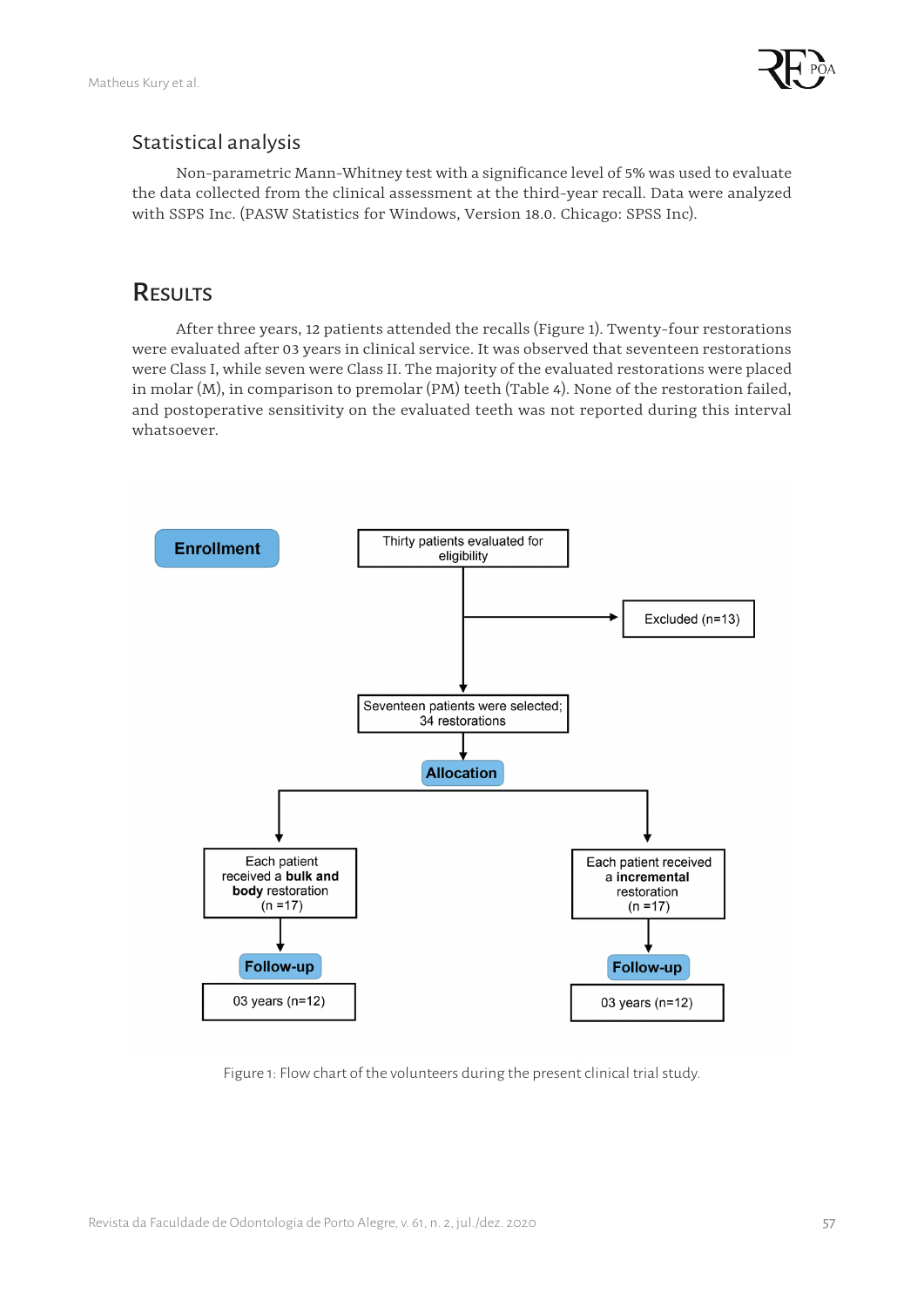## Statistical analysis

Non-parametric Mann-Whitney test with a significance level of 5% was used to evaluate the data collected from the clinical assessment at the third-year recall. Data were analyzed with SSPS Inc. (PASW Statistics for Windows, Version 18.0. Chicago: SPSS Inc).

# Results

After three years, 12 patients attended the recalls (Figure 1). Twenty-four restorations were evaluated after 03 years in clinical service. It was observed that seventeen restorations were Class I, while seven were Class II. The majority of the evaluated restorations were placed in molar (M), in comparison to premolar (PM) teeth (Table 4). None of the restoration failed, and postoperative sensitivity on the evaluated teeth was not reported during this interval whatsoever.

**Enrollment**

Thirty patients evaluated for eligibility

Excluded (n=13)

Seventeen patients were selected; 34 restorations

**Allocation**

Each patient received a **bulk and body** restoration (n =17)

Each patient received a **incremental** restoration (n =17)

**Follow-up**

03 years (n=12)

**Follow-up**

03 years (n=12)

Figure 1: Flow chart of the volunteers during the present clinical trial study.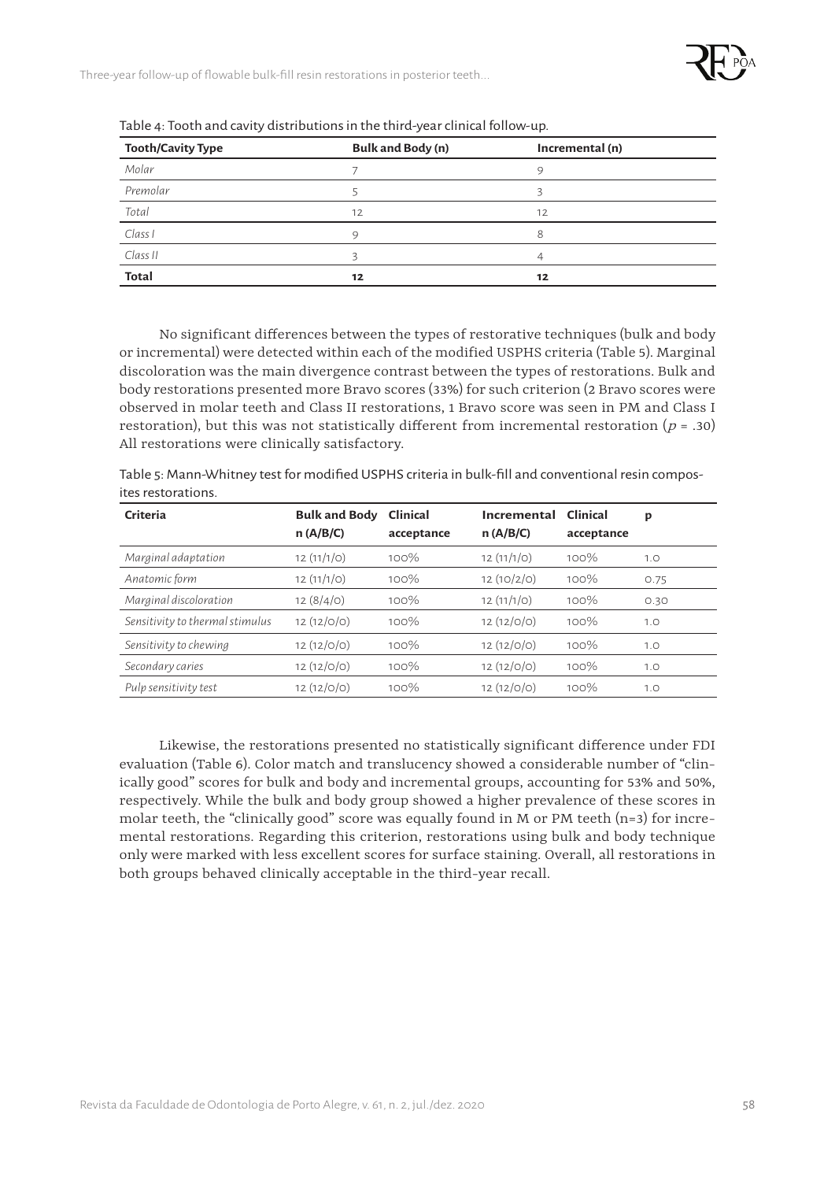Table 4: Tooth and cavity distributions in the third-year clinical follow-up.

| Tooth/Cavity Type | Bulk and Body (n) | Incremental (n) |
|---|---|---|
| *Molar* | 7 | 9 |
| *Premolar* | 5 | 3 |
| *Total* | 12 | 12 |
| *Class I* | 9 | 8 |
| *Class II* | 3 | 4 |
| **Total** | **12** | **12** |

No significant differences between the types of restorative techniques (bulk and body or incremental) were detected within each of the modified USPHS criteria (Table 5). Marginal discoloration was the main divergence contrast between the types of restorations. Bulk and body restorations presented more Bravo scores (33%) for such criterion (2 Bravo scores were observed in molar teeth and Class II restorations, 1 Bravo score was seen in PM and Class I restoration), but this was not statistically different from incremental restoration ($p$ = .30) All restorations were clinically satisfactory.

Table 5: Mann-Whitney test for modified USPHS criteria in bulk-fill and conventional resin composites restorations.

| Criteria | Bulk and Body n (A/B/C) | Clinical acceptance | Incremental n (A/B/C) | Clinical acceptance | p |
|---|---|---|---|---|---|
| *Marginal adaptation* | 12 (11/1/0) | 100% | 12 (11/1/0) | 100% | 1.0 |
| *Anatomic form* | 12 (11/1/0) | 100% | 12 (10/2/0) | 100% | 0.75 |
| *Marginal discoloration* | 12 (8/4/0) | 100% | 12 (11/1/0) | 100% | 0.30 |
| *Sensitivity to thermal stimulus* | 12 (12/0/0) | 100% | 12 (12/0/0) | 100% | 1.0 |
| *Sensitivity to chewing* | 12 (12/0/0) | 100% | 12 (12/0/0) | 100% | 1.0 |
| *Secondary caries* | 12 (12/0/0) | 100% | 12 (12/0/0) | 100% | 1.0 |
| *Pulp sensitivity test* | 12 (12/0/0) | 100% | 12 (12/0/0) | 100% | 1.0 |

Likewise, the restorations presented no statistically significant difference under FDI evaluation (Table 6). Color match and translucency showed a considerable number of "clinically good" scores for bulk and body and incremental groups, accounting for 53% and 50%, respectively. While the bulk and body group showed a higher prevalence of these scores in molar teeth, the "clinically good" score was equally found in M or PM teeth (n=3) for incremental restorations. Regarding this criterion, restorations using bulk and body technique only were marked with less excellent scores for surface staining. Overall, all restorations in both groups behaved clinically acceptable in the third-year recall.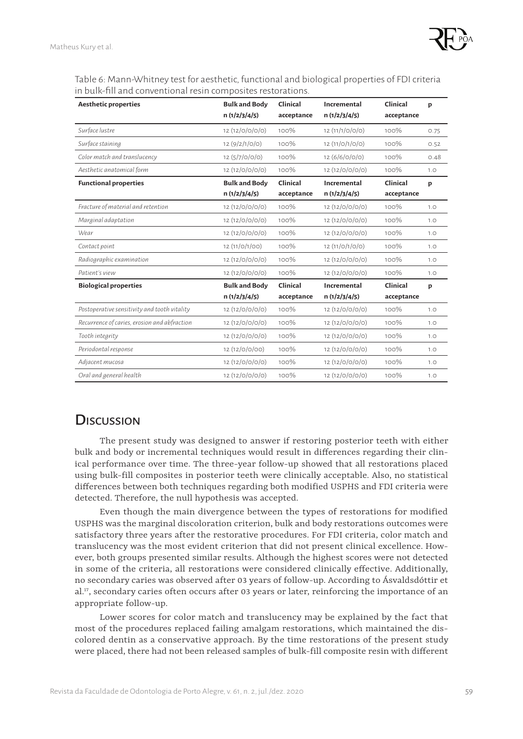Table 6: Mann-Whitney test for aesthetic, functional and biological properties of FDI criteria in bulk-fill and conventional resin composites restorations.

| Aesthetic properties | Bulk and Body n (1/2/3/4/5) | Clinical acceptance | Incremental n (1/2/3/4/5) | Clinical acceptance | p |
|---|---|---|---|---|---|
| *Surface lustre* | 12 (12/0/0/0/0) | 100% | 12 (11/1/0/0/0) | 100% | 0.75 |
| *Surface staining* | 12 (9/2/1/0/0) | 100% | 12 (11/0/1/0/0) | 100% | 0.52 |
| *Color match and translucency* | 12 (5/7/0/0/0) | 100% | 12 (6/6/0/0/0) | 100% | 0.48 |
| *Aesthetic anatomical form* | 12 (12/0/0/0/0) | 100% | 12 (12/0/0/0/0) | 100% | 1.0 |
| **Functional properties** | **Bulk and Body n (1/2/3/4/5)** | **Clinical acceptance** | **Incremental n (1/2/3/4/5)** | **Clinical acceptance** | **p** |
| *Fracture of material and retention* | 12 (12/0/0/0/0) | 100% | 12 (12/0/0/0/0) | 100% | 1.0 |
| *Marginal adaptation* | 12 (12/0/0/0/0) | 100% | 12 (12/0/0/0/0) | 100% | 1.0 |
| *Wear* | 12 (12/0/0/0/0) | 100% | 12 (12/0/0/0/0) | 100% | 1.0 |
| *Contact point* | 12 (11/0/1/00) | 100% | 12 (11/0/1/0/0) | 100% | 1.0 |
| *Radiographic examination* | 12 (12/0/0/0/0) | 100% | 12 (12/0/0/0/0) | 100% | 1.0 |
| *Patient's view* | 12 (12/0/0/0/0) | 100% | 12 (12/0/0/0/0) | 100% | 1.0 |
| **Biological properties** | **Bulk and Body n (1/2/3/4/5)** | **Clinical acceptance** | **Incremental n (1/2/3/4/5)** | **Clinical acceptance** | **p** |
| *Postoperative sensitivity and tooth vitality* | 12 (12/0/0/0/0) | 100% | 12 (12/0/0/0/0) | 100% | 1.0 |
| *Recurrence of caries, erosion and abfraction* | 12 (12/0/0/0/0) | 100% | 12 (12/0/0/0/0) | 100% | 1.0 |
| *Tooth integrity* | 12 (12/0/0/0/0) | 100% | 12 (12/0/0/0/0) | 100% | 1.0 |
| *Periodontal response* | 12 (12/0/0/00) | 100% | 12 (12/0/0/0/0) | 100% | 1.0 |
| *Adjacent mucosa* | 12 (12/0/0/0/0) | 100% | 12 (12/0/0/0/0) | 100% | 1.0 |
| *Oral and general health* | 12 (12/0/0/0/0) | 100% | 12 (12/0/0/0/0) | 100% | 1.0 |

## Discussion

The present study was designed to answer if restoring posterior teeth with either bulk and body or incremental techniques would result in differences regarding their clinical performance over time. The three-year follow-up showed that all restorations placed using bulk-fill composites in posterior teeth were clinically acceptable. Also, no statistical differences between both techniques regarding both modified USPHS and FDI criteria were detected. Therefore, the null hypothesis was accepted.

Even though the main divergence between the types of restorations for modified USPHS was the marginal discoloration criterion, bulk and body restorations outcomes were satisfactory three years after the restorative procedures. For FDI criteria, color match and translucency was the most evident criterion that did not present clinical excellence. However, both groups presented similar results. Although the highest scores were not detected in some of the criteria, all restorations were considered clinically effective. Additionally, no secondary caries was observed after 03 years of follow-up. According to Ásvaldsdóttir et al.[17], secondary caries often occurs after 03 years or later, reinforcing the importance of an appropriate follow-up.

Lower scores for color match and translucency may be explained by the fact that most of the procedures replaced failing amalgam restorations, which maintained the discolored dentin as a conservative approach. By the time restorations of the present study were placed, there had not been released samples of bulk-fill composite resin with different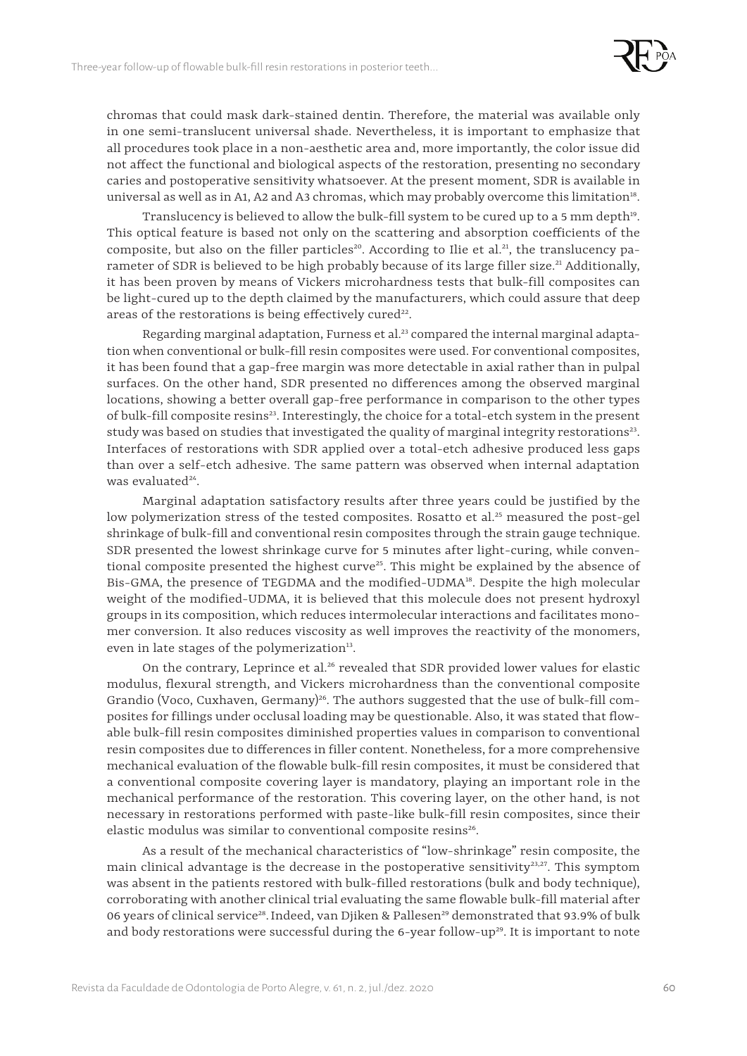chromas that could mask dark-stained dentin. Therefore, the material was available only in one semi-translucent universal shade. Nevertheless, it is important to emphasize that all procedures took place in a non-aesthetic area and, more importantly, the color issue did not affect the functional and biological aspects of the restoration, presenting no secondary caries and postoperative sensitivity whatsoever. At the present moment, SDR is available in universal as well as in A1, A2 and A3 chromas, which may probably overcome this limitation[18].

Translucency is believed to allow the bulk-fill system to be cured up to a 5 mm depth[19]. This optical feature is based not only on the scattering and absorption coefficients of the composite, but also on the filler particles[20]. According to Ilie et al.[21], the translucency parameter of SDR is believed to be high probably because of its large filler size.[21] Additionally, it has been proven by means of Vickers microhardness tests that bulk-fill composites can be light-cured up to the depth claimed by the manufacturers, which could assure that deep areas of the restorations is being effectively cured[22].

Regarding marginal adaptation, Furness et al.[23] compared the internal marginal adaptation when conventional or bulk-fill resin composites were used. For conventional composites, it has been found that a gap-free margin was more detectable in axial rather than in pulpal surfaces. On the other hand, SDR presented no differences among the observed marginal locations, showing a better overall gap-free performance in comparison to the other types of bulk-fill composite resins[23]. Interestingly, the choice for a total-etch system in the present study was based on studies that investigated the quality of marginal integrity restorations[23]. Interfaces of restorations with SDR applied over a total-etch adhesive produced less gaps than over a self-etch adhesive. The same pattern was observed when internal adaptation was evaluated[24].

Marginal adaptation satisfactory results after three years could be justified by the low polymerization stress of the tested composites. Rosatto et al.[25] measured the post-gel shrinkage of bulk-fill and conventional resin composites through the strain gauge technique. SDR presented the lowest shrinkage curve for 5 minutes after light-curing, while conventional composite presented the highest curve[25]. This might be explained by the absence of Bis-GMA, the presence of TEGDMA and the modified-UDMA[18]. Despite the high molecular weight of the modified-UDMA, it is believed that this molecule does not present hydroxyl groups in its composition, which reduces intermolecular interactions and facilitates monomer conversion. It also reduces viscosity as well improves the reactivity of the monomers, even in late stages of the polymerization[13].

On the contrary, Leprince et al.[26] revealed that SDR provided lower values for elastic modulus, flexural strength, and Vickers microhardness than the conventional composite Grandio (Voco, Cuxhaven, Germany)[26]. The authors suggested that the use of bulk-fill composites for fillings under occlusal loading may be questionable. Also, it was stated that flowable bulk-fill resin composites diminished properties values in comparison to conventional resin composites due to differences in filler content. Nonetheless, for a more comprehensive mechanical evaluation of the flowable bulk-fill resin composites, it must be considered that a conventional composite covering layer is mandatory, playing an important role in the mechanical performance of the restoration. This covering layer, on the other hand, is not necessary in restorations performed with paste-like bulk-fill resin composites, since their elastic modulus was similar to conventional composite resins[26].

As a result of the mechanical characteristics of "low-shrinkage" resin composite, the main clinical advantage is the decrease in the postoperative sensitivity[23,27]. This symptom was absent in the patients restored with bulk-filled restorations (bulk and body technique), corroborating with another clinical trial evaluating the same flowable bulk-fill material after 06 years of clinical service[28]. Indeed, van Djiken & Pallesen[29] demonstrated that 93.9% of bulk and body restorations were successful during the 6-year follow-up[29]. It is important to note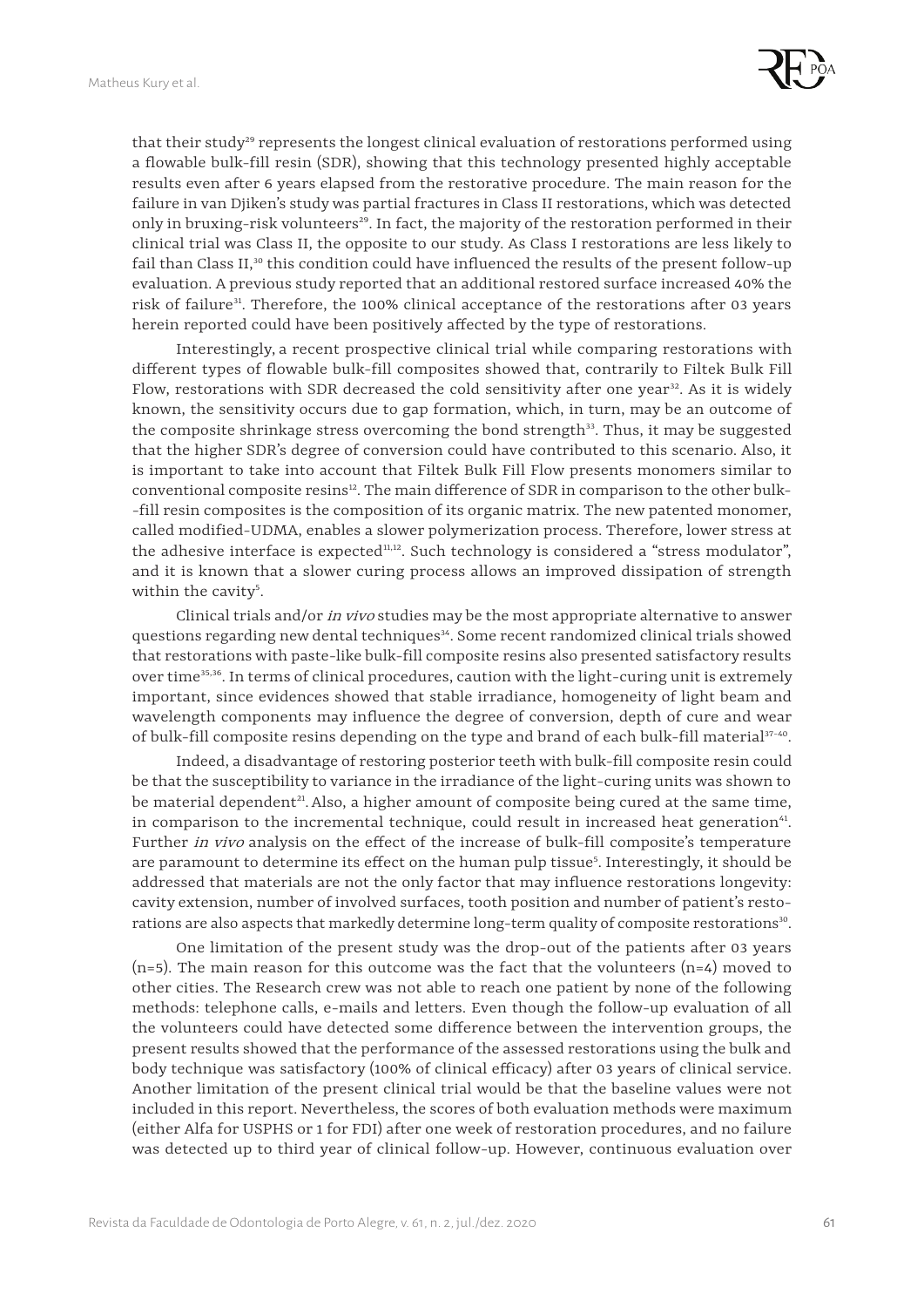that their study[29] represents the longest clinical evaluation of restorations performed using a flowable bulk-fill resin (SDR), showing that this technology presented highly acceptable results even after 6 years elapsed from the restorative procedure. The main reason for the failure in van Djiken's study was partial fractures in Class II restorations, which was detected only in bruxing-risk volunteers[29]. In fact, the majority of the restoration performed in their clinical trial was Class II, the opposite to our study. As Class I restorations are less likely to fail than Class II,[30] this condition could have influenced the results of the present follow-up evaluation. A previous study reported that an additional restored surface increased 40% the risk of failure[31]. Therefore, the 100% clinical acceptance of the restorations after 03 years herein reported could have been positively affected by the type of restorations.

Interestingly, a recent prospective clinical trial while comparing restorations with different types of flowable bulk-fill composites showed that, contrarily to Filtek Bulk Fill Flow, restorations with SDR decreased the cold sensitivity after one year[32]. As it is widely known, the sensitivity occurs due to gap formation, which, in turn, may be an outcome of the composite shrinkage stress overcoming the bond strength[33]. Thus, it may be suggested that the higher SDR's degree of conversion could have contributed to this scenario. Also, it is important to take into account that Filtek Bulk Fill Flow presents monomers similar to conventional composite resins[12]. The main difference of SDR in comparison to the other bulk--fill resin composites is the composition of its organic matrix. The new patented monomer, called modified-UDMA, enables a slower polymerization process. Therefore, lower stress at the adhesive interface is expected[11,12]. Such technology is considered a "stress modulator", and it is known that a slower curing process allows an improved dissipation of strength within the cavity[5].

Clinical trials and/or *in vivo* studies may be the most appropriate alternative to answer questions regarding new dental techniques[34]. Some recent randomized clinical trials showed that restorations with paste-like bulk-fill composite resins also presented satisfactory results over time[35,36]. In terms of clinical procedures, caution with the light-curing unit is extremely important, since evidences showed that stable irradiance, homogeneity of light beam and wavelength components may influence the degree of conversion, depth of cure and wear of bulk-fill composite resins depending on the type and brand of each bulk-fill material[37-40].

Indeed, a disadvantage of restoring posterior teeth with bulk-fill composite resin could be that the susceptibility to variance in the irradiance of the light-curing units was shown to be material dependent[21]. Also, a higher amount of composite being cured at the same time, in comparison to the incremental technique, could result in increased heat generation[41]. Further *in vivo* analysis on the effect of the increase of bulk-fill composite's temperature are paramount to determine its effect on the human pulp tissue[5]. Interestingly, it should be addressed that materials are not the only factor that may influence restorations longevity: cavity extension, number of involved surfaces, tooth position and number of patient's restorations are also aspects that markedly determine long-term quality of composite restorations[30].

One limitation of the present study was the drop-out of the patients after 03 years (n=5). The main reason for this outcome was the fact that the volunteers (n=4) moved to other cities. The Research crew was not able to reach one patient by none of the following methods: telephone calls, e-mails and letters. Even though the follow-up evaluation of all the volunteers could have detected some difference between the intervention groups, the present results showed that the performance of the assessed restorations using the bulk and body technique was satisfactory (100% of clinical efficacy) after 03 years of clinical service. Another limitation of the present clinical trial would be that the baseline values were not included in this report. Nevertheless, the scores of both evaluation methods were maximum (either Alfa for USPHS or 1 for FDI) after one week of restoration procedures, and no failure was detected up to third year of clinical follow-up. However, continuous evaluation over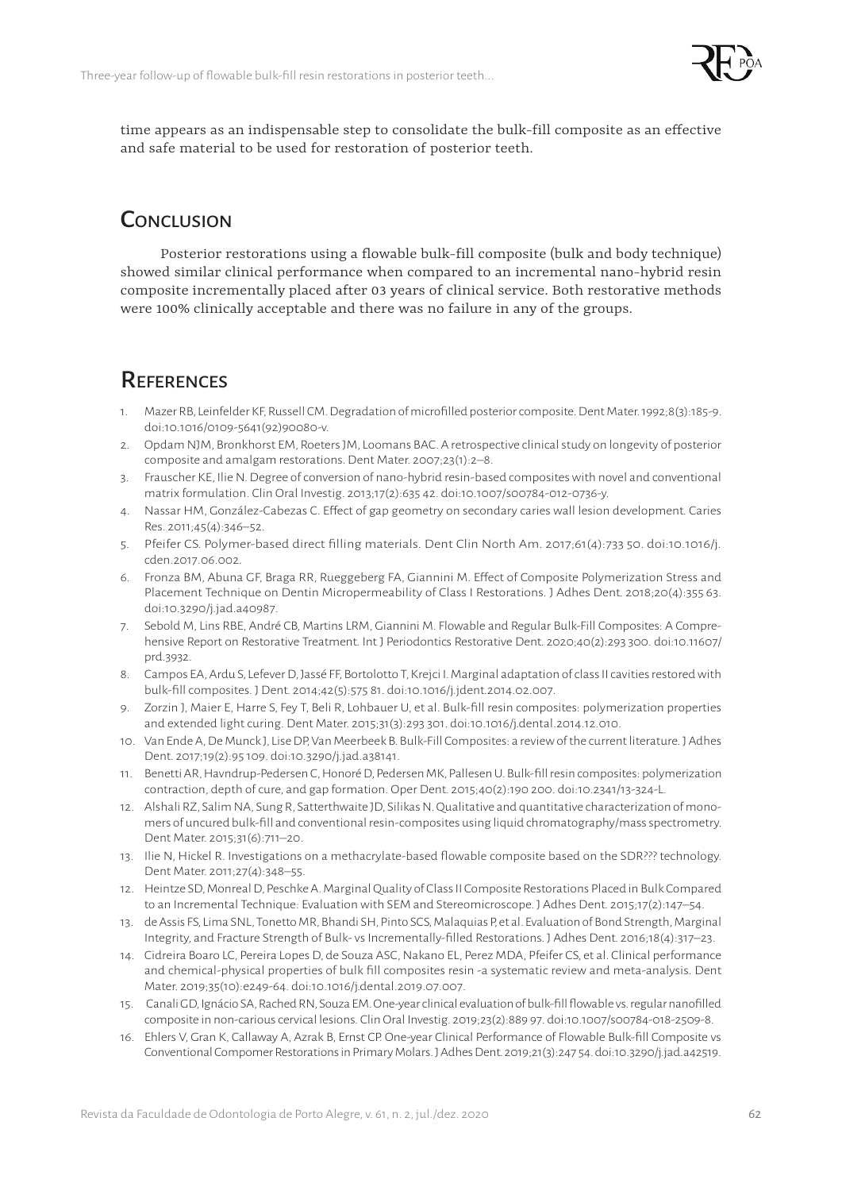time appears as an indispensable step to consolidate the bulk-fill composite as an effective and safe material to be used for restoration of posterior teeth.

## Conclusion

Posterior restorations using a flowable bulk-fill composite (bulk and body technique) showed similar clinical performance when compared to an incremental nano-hybrid resin composite incrementally placed after 03 years of clinical service. Both restorative methods were 100% clinically acceptable and there was no failure in any of the groups.

## References

1. Mazer RB, Leinfelder KF, Russell CM. Degradation of microfilled posterior composite. Dent Mater. 1992;8(3):185-9. doi:10.1016/0109-5641(92)90080-v.
2. Opdam NJM, Bronkhorst EM, Roeters JM, Loomans BAC. A retrospective clinical study on longevity of posterior composite and amalgam restorations. Dent Mater. 2007;23(1):2–8.
3. Frauscher KE, Ilie N. Degree of conversion of nano-hybrid resin-based composites with novel and conventional matrix formulation. Clin Oral Investig. 2013;17(2):635 42. doi:10.1007/s00784-012-0736-y.
4. Nassar HM, González-Cabezas C. Effect of gap geometry on secondary caries wall lesion development. Caries Res. 2011;45(4):346–52.
5. Pfeifer CS. Polymer-based direct filling materials. Dent Clin North Am. 2017;61(4):733 50. doi:10.1016/j.cden.2017.06.002.
6. Fronza BM, Abuna GF, Braga RR, Rueggeberg FA, Giannini M. Effect of Composite Polymerization Stress and Placement Technique on Dentin Micropermeability of Class I Restorations. J Adhes Dent. 2018;20(4):355 63. doi:10.3290/j.jad.a40987.
7. Sebold M, Lins RBE, André CB, Martins LRM, Giannini M. Flowable and Regular Bulk-Fill Composites: A Comprehensive Report on Restorative Treatment. Int J Periodontics Restorative Dent. 2020;40(2):293 300. doi:10.11607/prd.3932.
8. Campos EA, Ardu S, Lefever D, Jassé FF, Bortolotto T, Krejci I. Marginal adaptation of class II cavities restored with bulk-fill composites. J Dent. 2014;42(5):575 81. doi:10.1016/j.jdent.2014.02.007.
9. Zorzin J, Maier E, Harre S, Fey T, Beli R, Lohbauer U, et al. Bulk-fill resin composites: polymerization properties and extended light curing. Dent Mater. 2015;31(3):293 301. doi:10.1016/j.dental.2014.12.010.
10. Van Ende A, De Munck J, Lise DP, Van Meerbeek B. Bulk-Fill Composites: a review of the current literature. J Adhes Dent. 2017;19(2):95 109. doi:10.3290/j.jad.a38141.
11. Benetti AR, Havndrup-Pedersen C, Honoré D, Pedersen MK, Pallesen U. Bulk-fill resin composites: polymerization contraction, depth of cure, and gap formation. Oper Dent. 2015;40(2):190 200. doi:10.2341/13-324-L.
12. Alshali RZ, Salim NA, Sung R, Satterthwaite JD, Silikas N. Qualitative and quantitative characterization of monomers of uncured bulk-fill and conventional resin-composites using liquid chromatography/mass spectrometry. Dent Mater. 2015;31(6):711–20.
13. Ilie N, Hickel R. Investigations on a methacrylate-based flowable composite based on the SDR??? technology. Dent Mater. 2011;27(4):348–55.
12. Heintze SD, Monreal D, Peschke A. Marginal Quality of Class II Composite Restorations Placed in Bulk Compared to an Incremental Technique: Evaluation with SEM and Stereomicroscope. J Adhes Dent. 2015;17(2):147–54.
13. de Assis FS, Lima SNL, Tonetto MR, Bhandi SH, Pinto SCS, Malaquias P, et al. Evaluation of Bond Strength, Marginal Integrity, and Fracture Strength of Bulk- vs Incrementally-filled Restorations. J Adhes Dent. 2016;18(4):317–23.
14. Cidreira Boaro LC, Pereira Lopes D, de Souza ASC, Nakano EL, Perez MDA, Pfeifer CS, et al. Clinical performance and chemical-physical properties of bulk fill composites resin -a systematic review and meta-analysis. Dent Mater. 2019;35(10):e249-64. doi:10.1016/j.dental.2019.07.007.
15. Canali GD, Ignácio SA, Rached RN, Souza EM. One-year clinical evaluation of bulk-fill flowable vs. regular nanofilled composite in non-carious cervical lesions. Clin Oral Investig. 2019;23(2):889 97. doi:10.1007/s00784-018-2509-8.
16. Ehlers V, Gran K, Callaway A, Azrak B, Ernst CP. One-year Clinical Performance of Flowable Bulk-fill Composite vs Conventional Compomer Restorations in Primary Molars. J Adhes Dent. 2019;21(3):247 54. doi:10.3290/j.jad.a42519.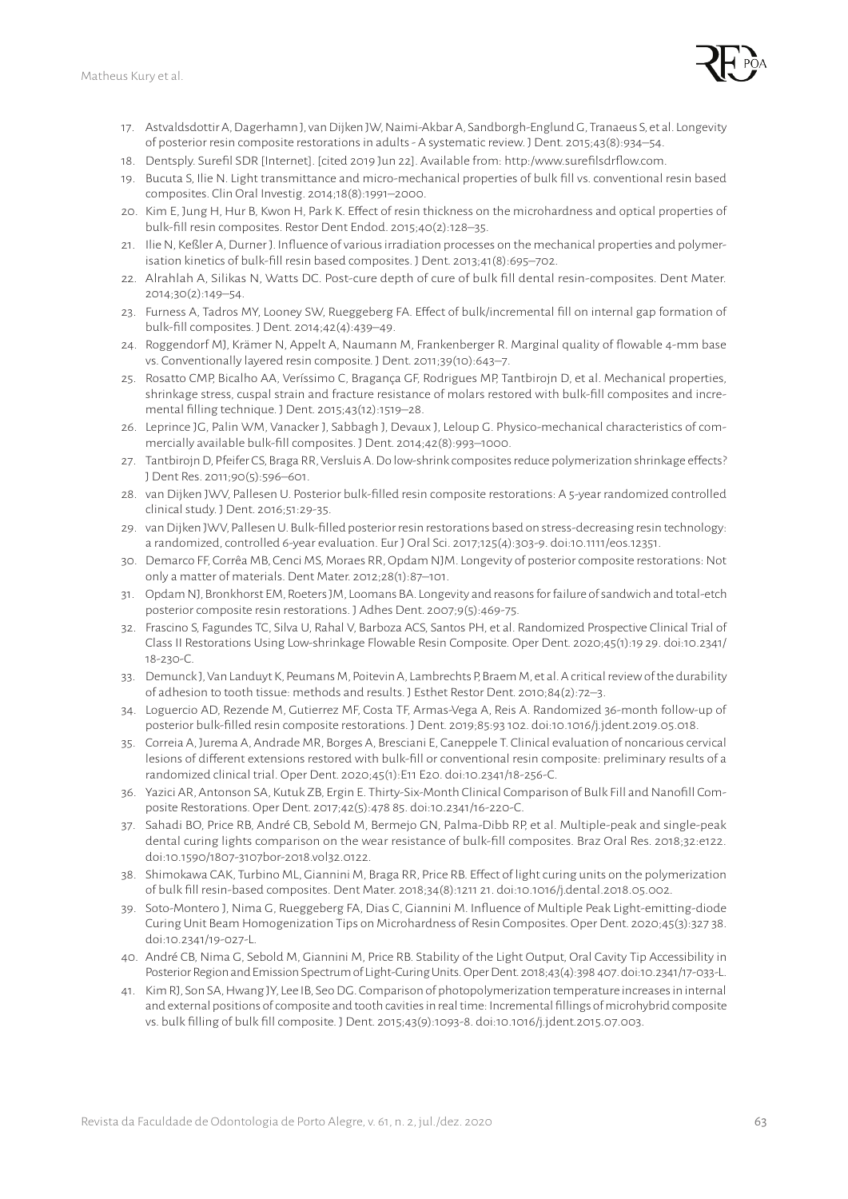17. Astvaldsdottir A, Dagerhamn J, van Dijken JW, Naimi-Akbar A, Sandborgh-Englund G, Tranaeus S, et al. Longevity of posterior resin composite restorations in adults - A systematic review. J Dent. 2015;43(8):934–54.
18. Dentsply. Surefil SDR [Internet]. [cited 2019 Jun 22]. Available from: http:/www.surefilsdrflow.com.
19. Bucuta S, Ilie N. Light transmittance and micro-mechanical properties of bulk fill vs. conventional resin based composites. Clin Oral Investig. 2014;18(8):1991–2000.
20. Kim E, Jung H, Hur B, Kwon H, Park K. Effect of resin thickness on the microhardness and optical properties of bulk-fill resin composites. Restor Dent Endod. 2015;40(2):128–35.
21. Ilie N, Keßler A, Durner J. Influence of various irradiation processes on the mechanical properties and polymerisation kinetics of bulk-fill resin based composites. J Dent. 2013;41(8):695–702.
22. Alrahlah A, Silikas N, Watts DC. Post-cure depth of cure of bulk fill dental resin-composites. Dent Mater. 2014;30(2):149–54.
23. Furness A, Tadros MY, Looney SW, Rueggeberg FA. Effect of bulk/incremental fill on internal gap formation of bulk-fill composites. J Dent. 2014;42(4):439–49.
24. Roggendorf MJ, Krämer N, Appelt A, Naumann M, Frankenberger R. Marginal quality of flowable 4-mm base vs. Conventionally layered resin composite. J Dent. 2011;39(10):643–7.
25. Rosatto CMP, Bicalho AA, Veríssimo C, Bragança GF, Rodrigues MP, Tantbirojn D, et al. Mechanical properties, shrinkage stress, cuspal strain and fracture resistance of molars restored with bulk-fill composites and incremental filling technique. J Dent. 2015;43(12):1519–28.
26. Leprince JG, Palin WM, Vanacker J, Sabbagh J, Devaux J, Leloup G. Physico-mechanical characteristics of commercially available bulk-fill composites. J Dent. 2014;42(8):993–1000.
27. Tantbirojn D, Pfeifer CS, Braga RR, Versluis A. Do low-shrink composites reduce polymerization shrinkage effects? J Dent Res. 2011;90(5):596–601.
28. van Dijken JWV, Pallesen U. Posterior bulk-filled resin composite restorations: A 5-year randomized controlled clinical study. J Dent. 2016;51:29-35.
29. van Dijken JWV, Pallesen U. Bulk-filled posterior resin restorations based on stress-decreasing resin technology: a randomized, controlled 6-year evaluation. Eur J Oral Sci. 2017;125(4):303-9. doi:10.1111/eos.12351.
30. Demarco FF, Corrêa MB, Cenci MS, Moraes RR, Opdam NJM. Longevity of posterior composite restorations: Not only a matter of materials. Dent Mater. 2012;28(1):87–101.
31. Opdam NJ, Bronkhorst EM, Roeters JM, Loomans BA. Longevity and reasons for failure of sandwich and total-etch posterior composite resin restorations. J Adhes Dent. 2007;9(5):469-75.
32. Frascino S, Fagundes TC, Silva U, Rahal V, Barboza ACS, Santos PH, et al. Randomized Prospective Clinical Trial of Class II Restorations Using Low-shrinkage Flowable Resin Composite. Oper Dent. 2020;45(1):19 29. doi:10.2341/18-230-C.
33. Demunck J, Van Landuyt K, Peumans M, Poitevin A, Lambrechts P, Braem M, et al. A critical review of the durability of adhesion to tooth tissue: methods and results. J Esthet Restor Dent. 2010;84(2):72–3.
34. Loguercio AD, Rezende M, Gutierrez MF, Costa TF, Armas-Vega A, Reis A. Randomized 36-month follow-up of posterior bulk-filled resin composite restorations. J Dent. 2019;85:93 102. doi:10.1016/j.jdent.2019.05.018.
35. Correia A, Jurema A, Andrade MR, Borges A, Bresciani E, Caneppele T. Clinical evaluation of noncarious cervical lesions of different extensions restored with bulk-fill or conventional resin composite: preliminary results of a randomized clinical trial. Oper Dent. 2020;45(1):E11 E20. doi:10.2341/18-256-C.
36. Yazici AR, Antonson SA, Kutuk ZB, Ergin E. Thirty-Six-Month Clinical Comparison of Bulk Fill and Nanofill Composite Restorations. Oper Dent. 2017;42(5):478 85. doi:10.2341/16-220-C.
37. Sahadi BO, Price RB, André CB, Sebold M, Bermejo GN, Palma-Dibb RP, et al. Multiple-peak and single-peak dental curing lights comparison on the wear resistance of bulk-fill composites. Braz Oral Res. 2018;32:e122. doi:10.1590/1807-3107bor-2018.vol32.0122.
38. Shimokawa CAK, Turbino ML, Giannini M, Braga RR, Price RB. Effect of light curing units on the polymerization of bulk fill resin-based composites. Dent Mater. 2018;34(8):1211 21. doi:10.1016/j.dental.2018.05.002.
39. Soto-Montero J, Nima G, Rueggeberg FA, Dias C, Giannini M. Influence of Multiple Peak Light-emitting-diode Curing Unit Beam Homogenization Tips on Microhardness of Resin Composites. Oper Dent. 2020;45(3):327 38. doi:10.2341/19-027-L.
40. André CB, Nima G, Sebold M, Giannini M, Price RB. Stability of the Light Output, Oral Cavity Tip Accessibility in Posterior Region and Emission Spectrum of Light-Curing Units. Oper Dent. 2018;43(4):398 407. doi:10.2341/17-033-L.
41. Kim RJ, Son SA, Hwang JY, Lee IB, Seo DG. Comparison of photopolymerization temperature increases in internal and external positions of composite and tooth cavities in real time: Incremental fillings of microhybrid composite vs. bulk filling of bulk fill composite. J Dent. 2015;43(9):1093-8. doi:10.1016/j.jdent.2015.07.003.